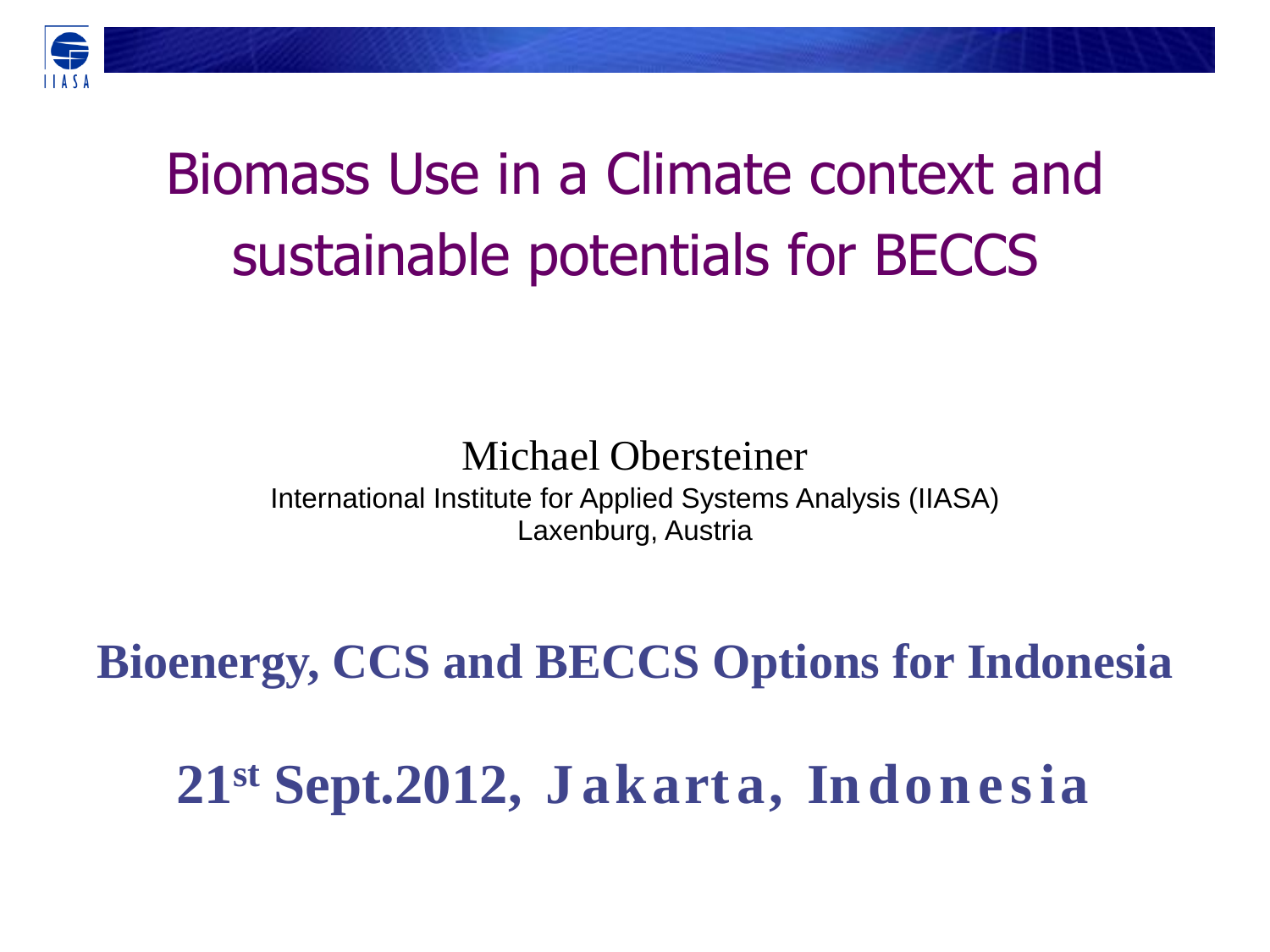# Biomass Use in a Climate context and sustainable potentials for BECCS

Michael Obersteiner

International Institute for Applied Systems Analysis (IIASA)
Laxenburg, Austria

**Bioenergy, CCS and BECCS Options for Indonesia**

**21st Sept.2012, Jakarta, Indonesia**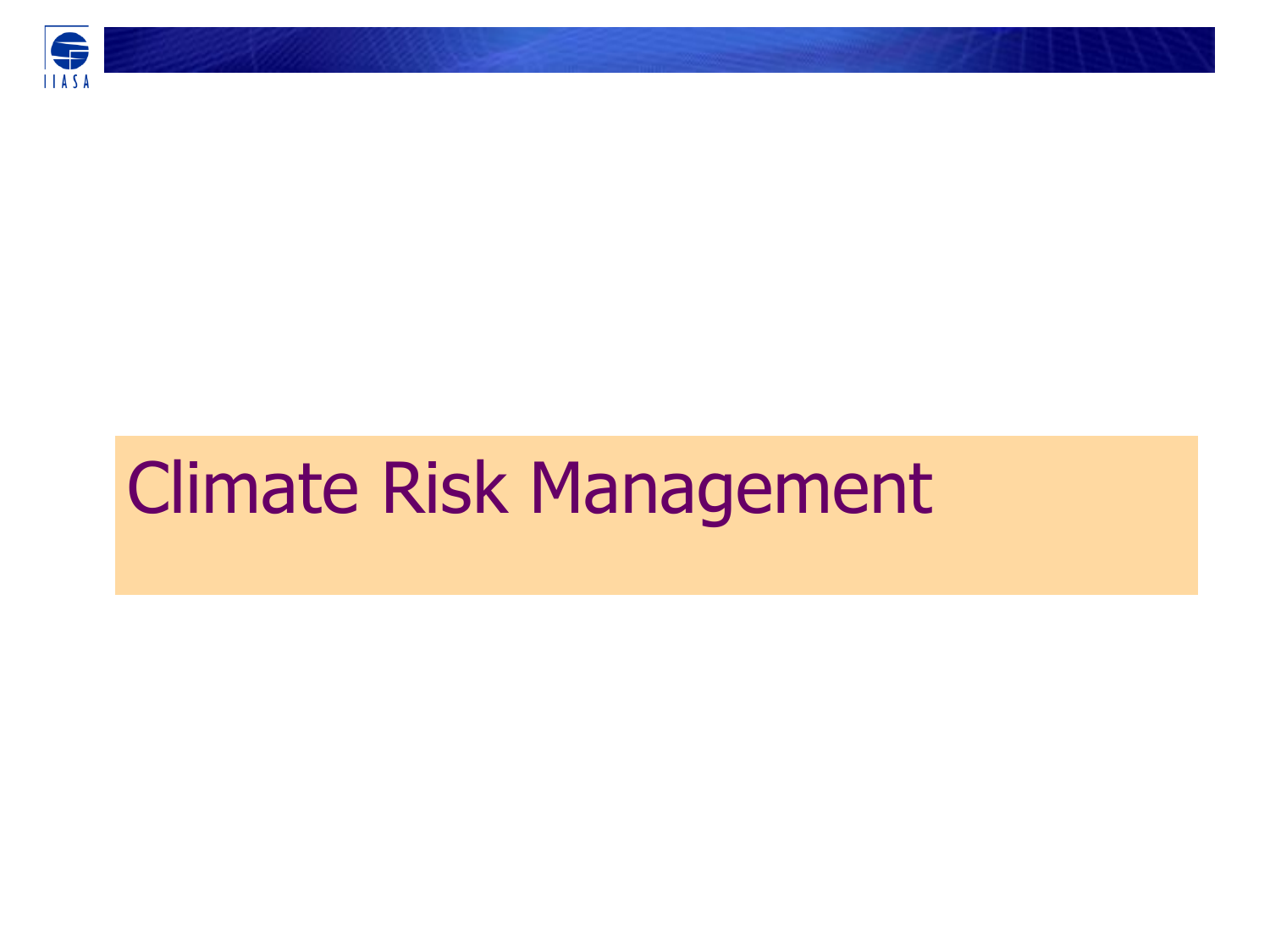# Climate Risk Management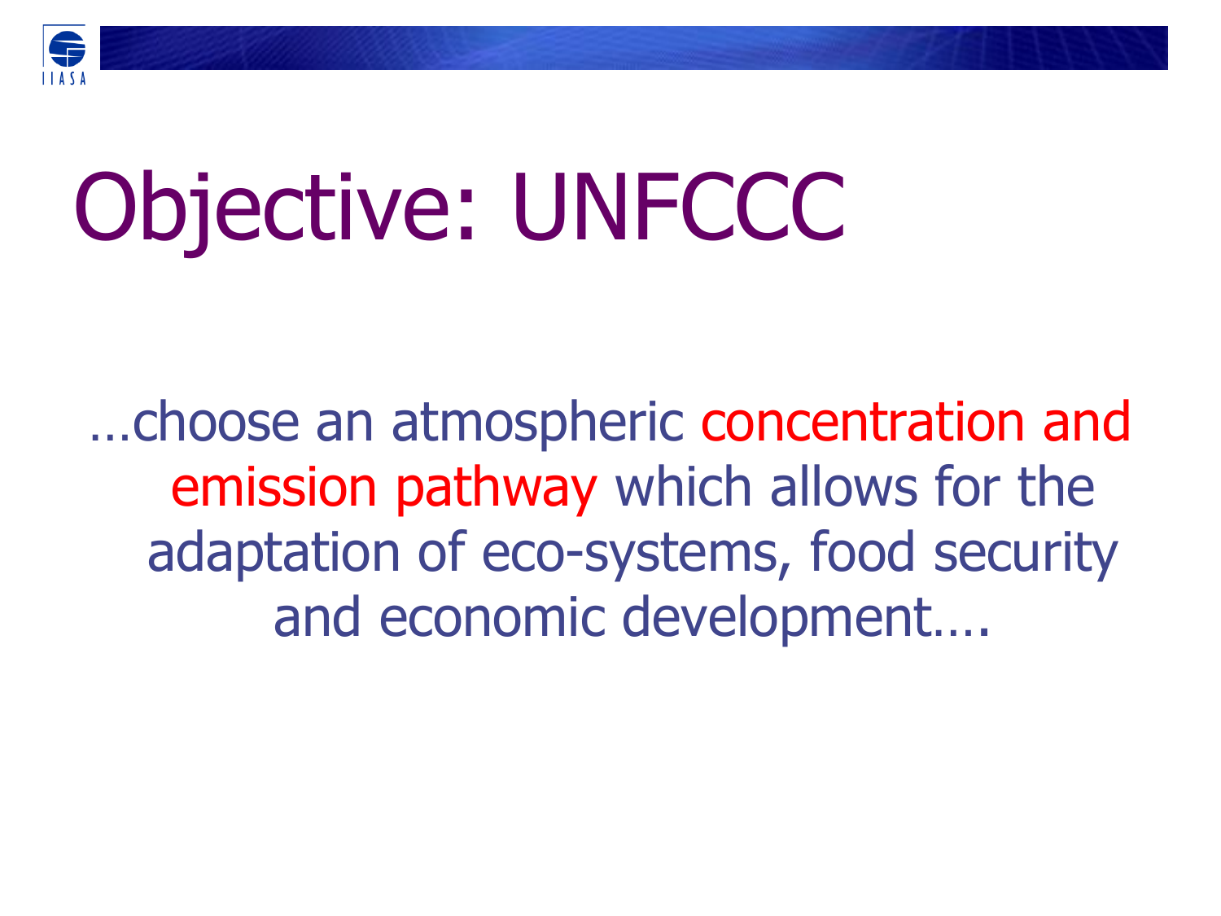# Objective: UNFCCC

…choose an atmospheric concentration and emission pathway which allows for the adaptation of eco-systems, food security and economic development….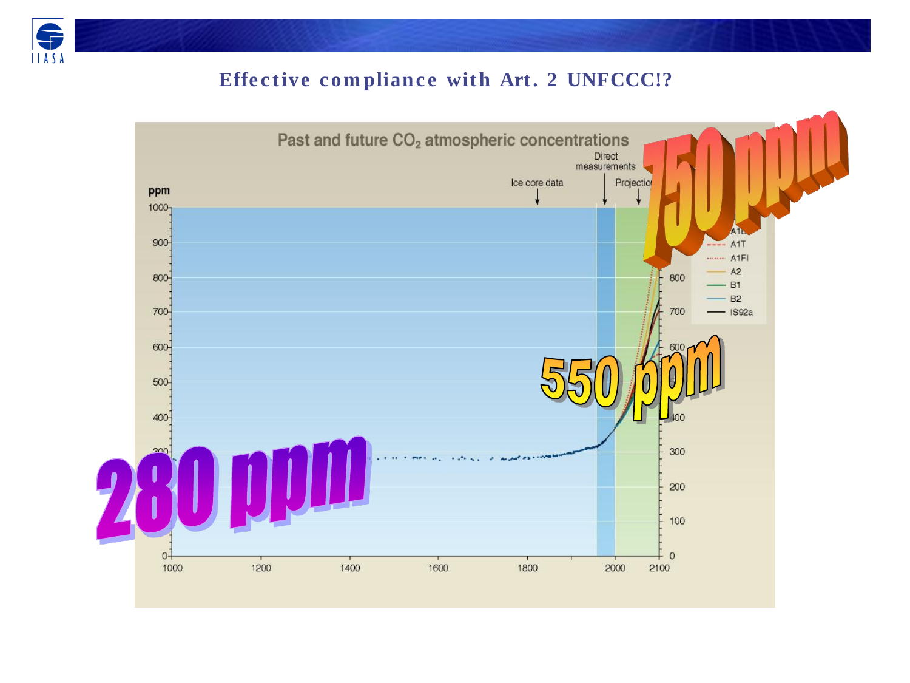## Effective compliance with Art. 2 UNFCCC!?

Past and future $CO_2$ atmospheric concentrations

Direct measurements

Ice core data

Projections

ppm

750 ppm

550 ppm

280 ppm

A1B, A1T, A1FI, A2, B1, B2, IS92a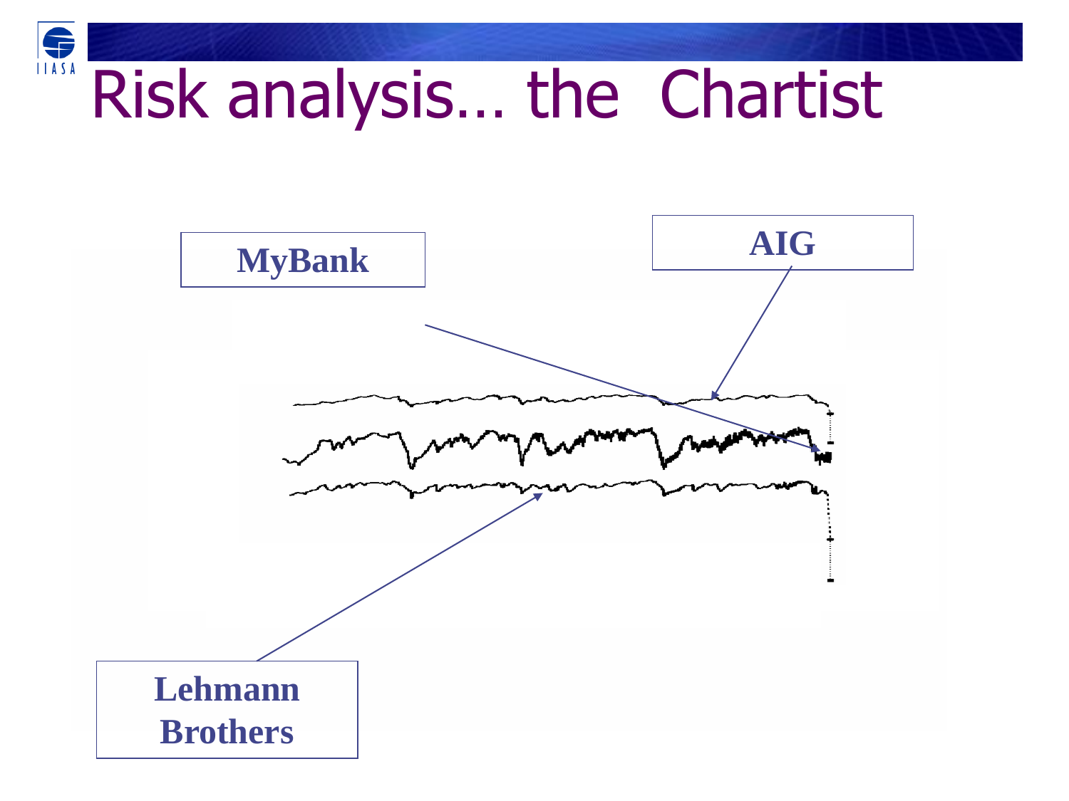# Risk analysis… the Chartist

MyBank

AIG

Lehmann Brothers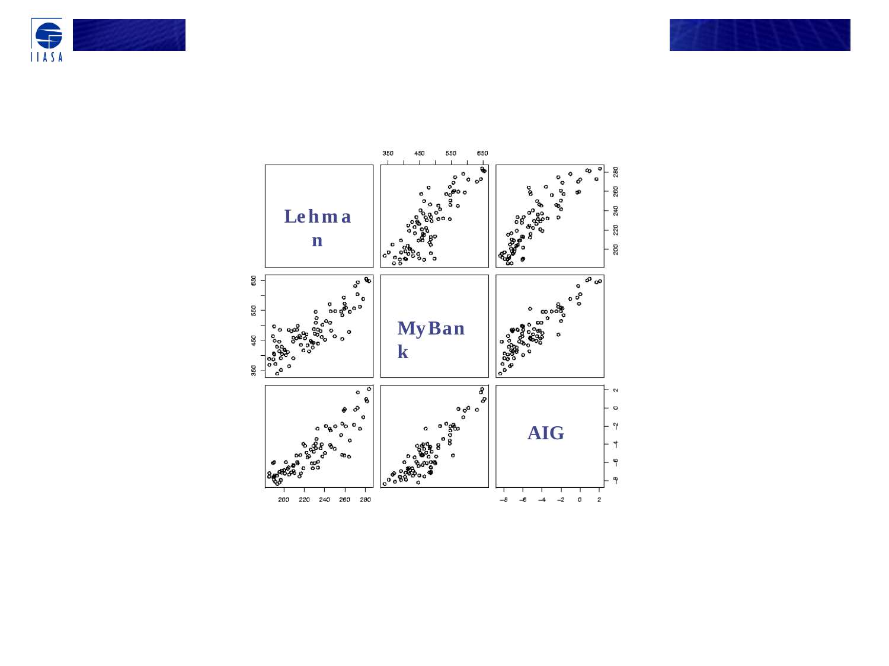Lehman

MyBank

AIG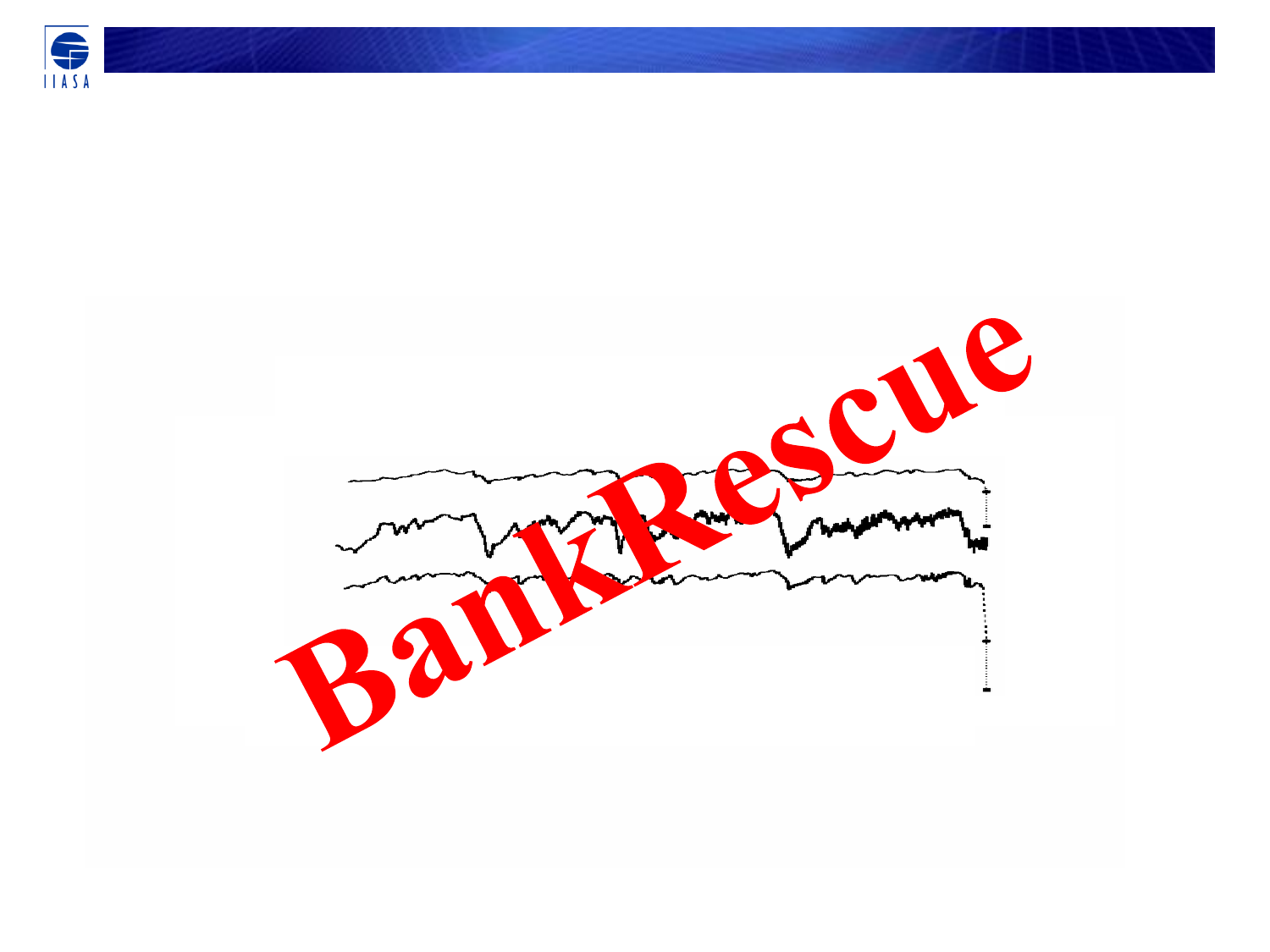BankRescue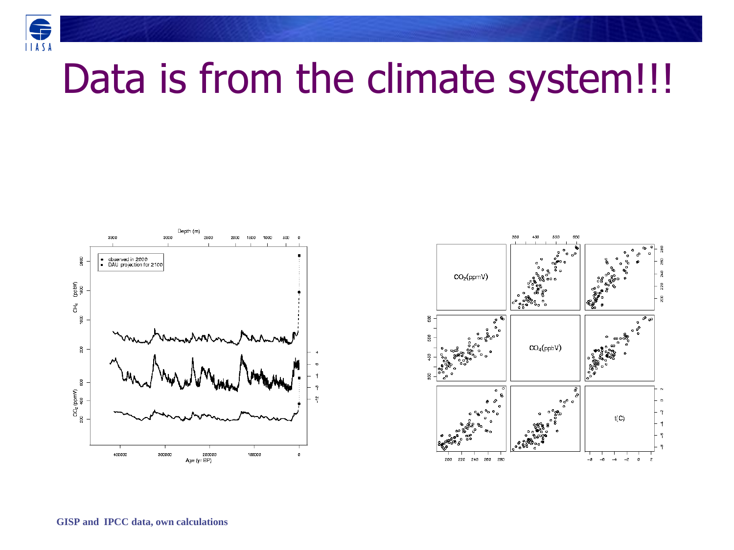# Data is from the climate system!!!

GISP and IPCC data, own calculations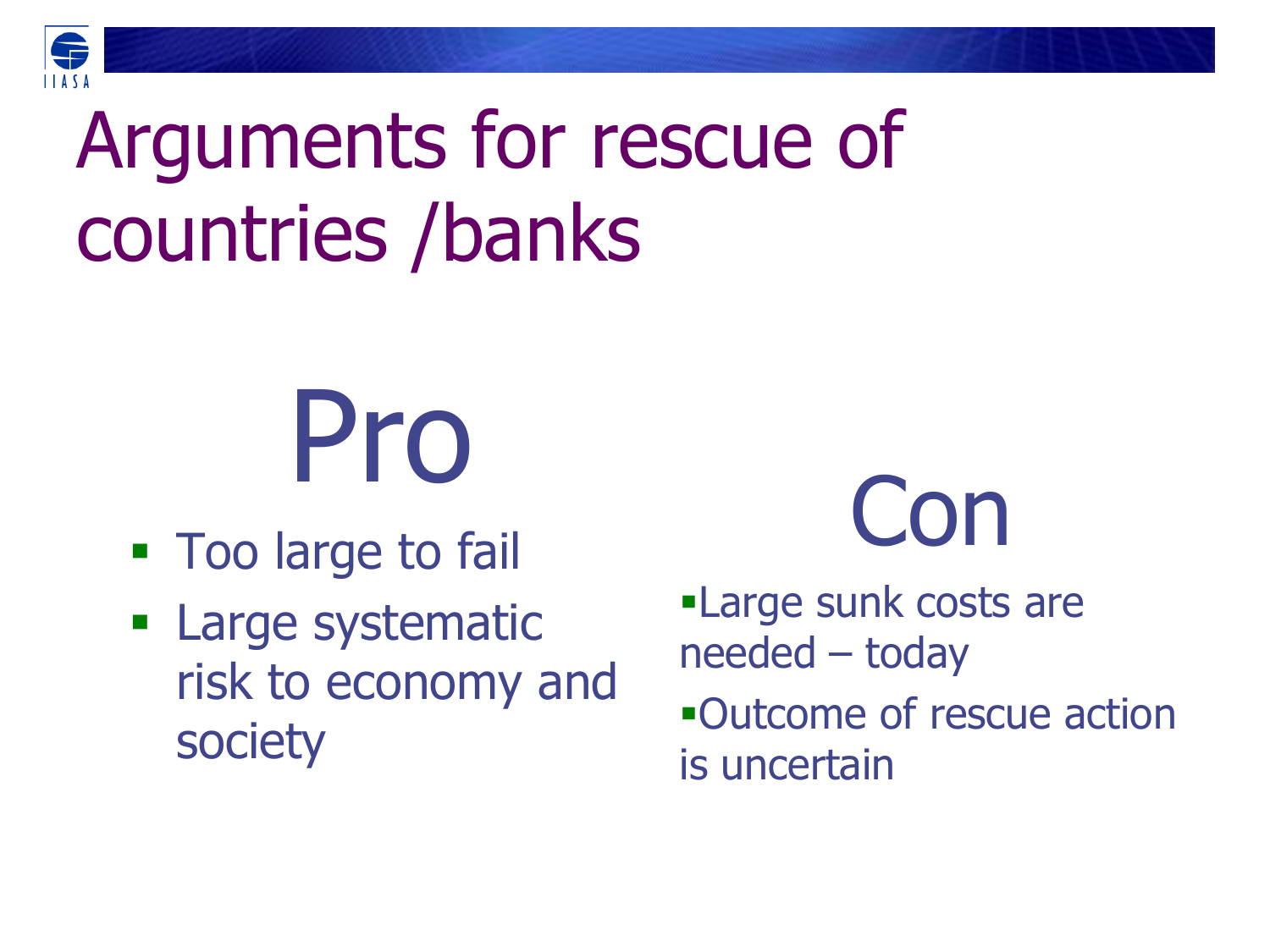# Arguments for rescue of countries /banks

## Pro

- Too large to fail
- Large systematic risk to economy and society

## Con

- Large sunk costs are needed – today
- Outcome of rescue action is uncertain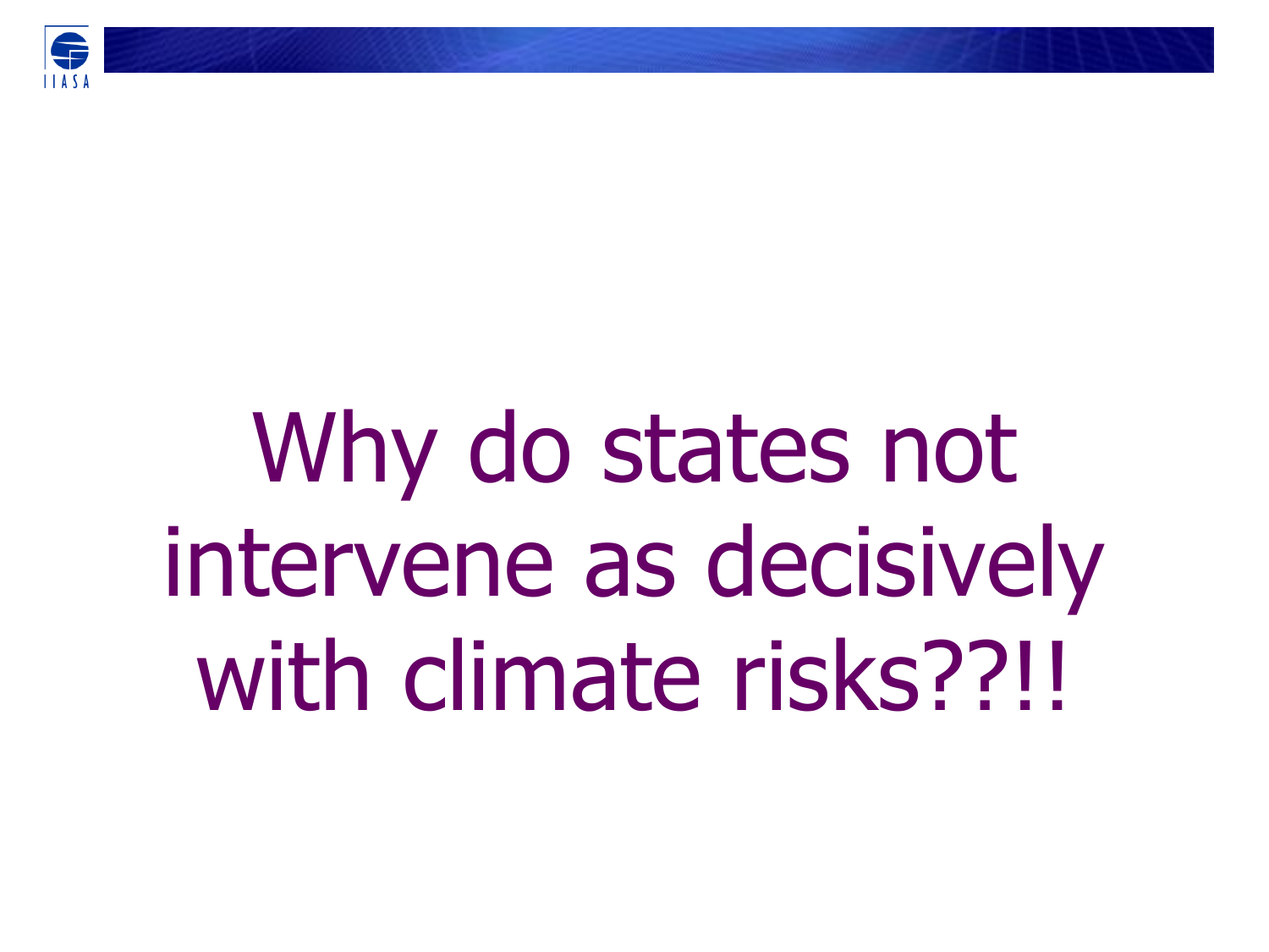# Why do states not intervene as decisively with climate risks??!!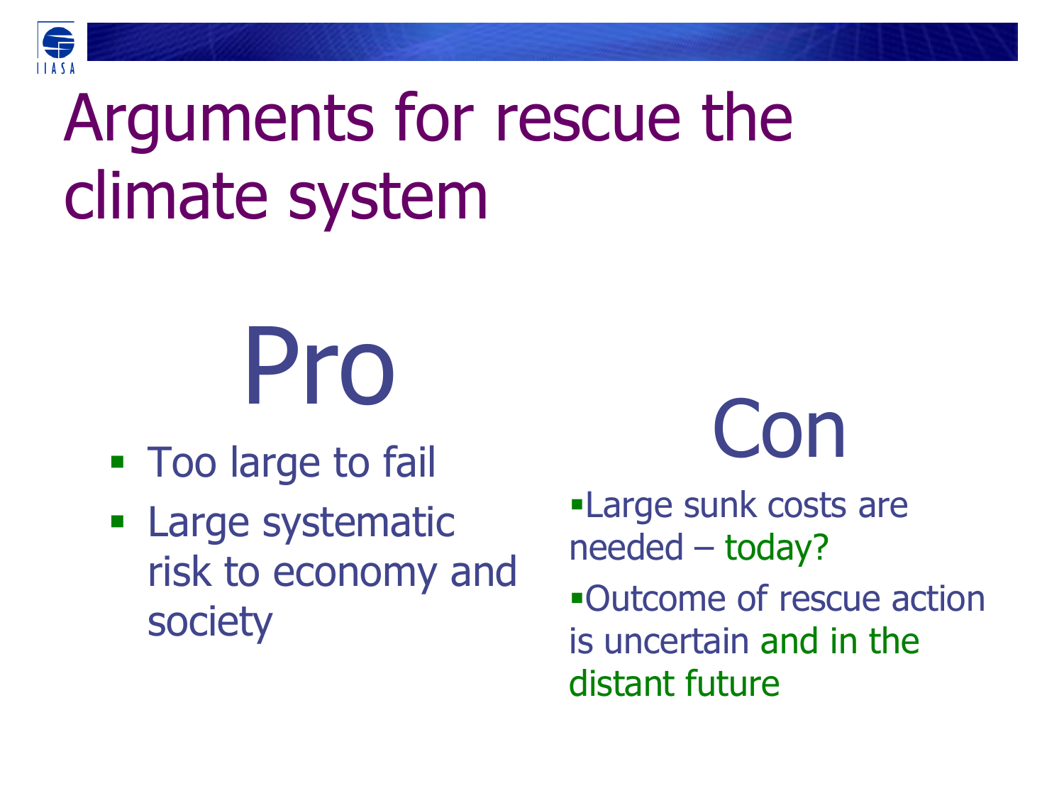# Arguments for rescue the climate system

## Pro

- Too large to fail
- Large systematic risk to economy and society

## Con

- Large sunk costs are needed – today?
- Outcome of rescue action is uncertain and in the distant future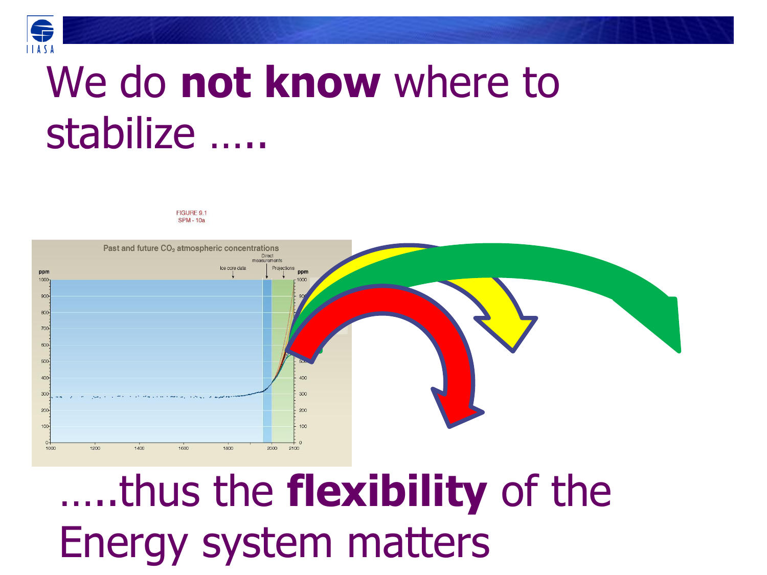# We do **not know** where to stabilize …..

FIGURE 9.1
SPM - 10a

Past and future $CO_2$ atmospheric concentrations

…..thus the **flexibility** of the Energy system matters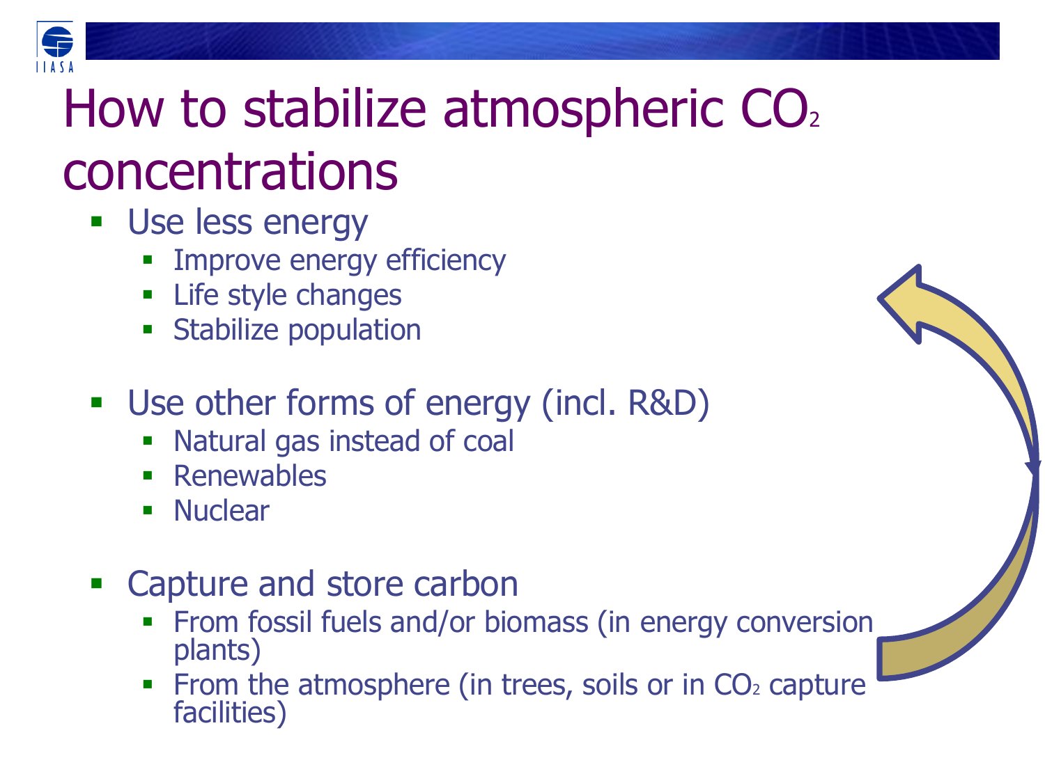# How to stabilize atmospheric $CO_2$ concentrations

- Use less energy
  - Improve energy efficiency
  - Life style changes
  - Stabilize population
- Use other forms of energy (incl. R&D)
  - Natural gas instead of coal
  - Renewables
  - Nuclear
- Capture and store carbon
  - From fossil fuels and/or biomass (in energy conversion plants)
  - From the atmosphere (in trees, soils or in $CO_2$ capture facilities)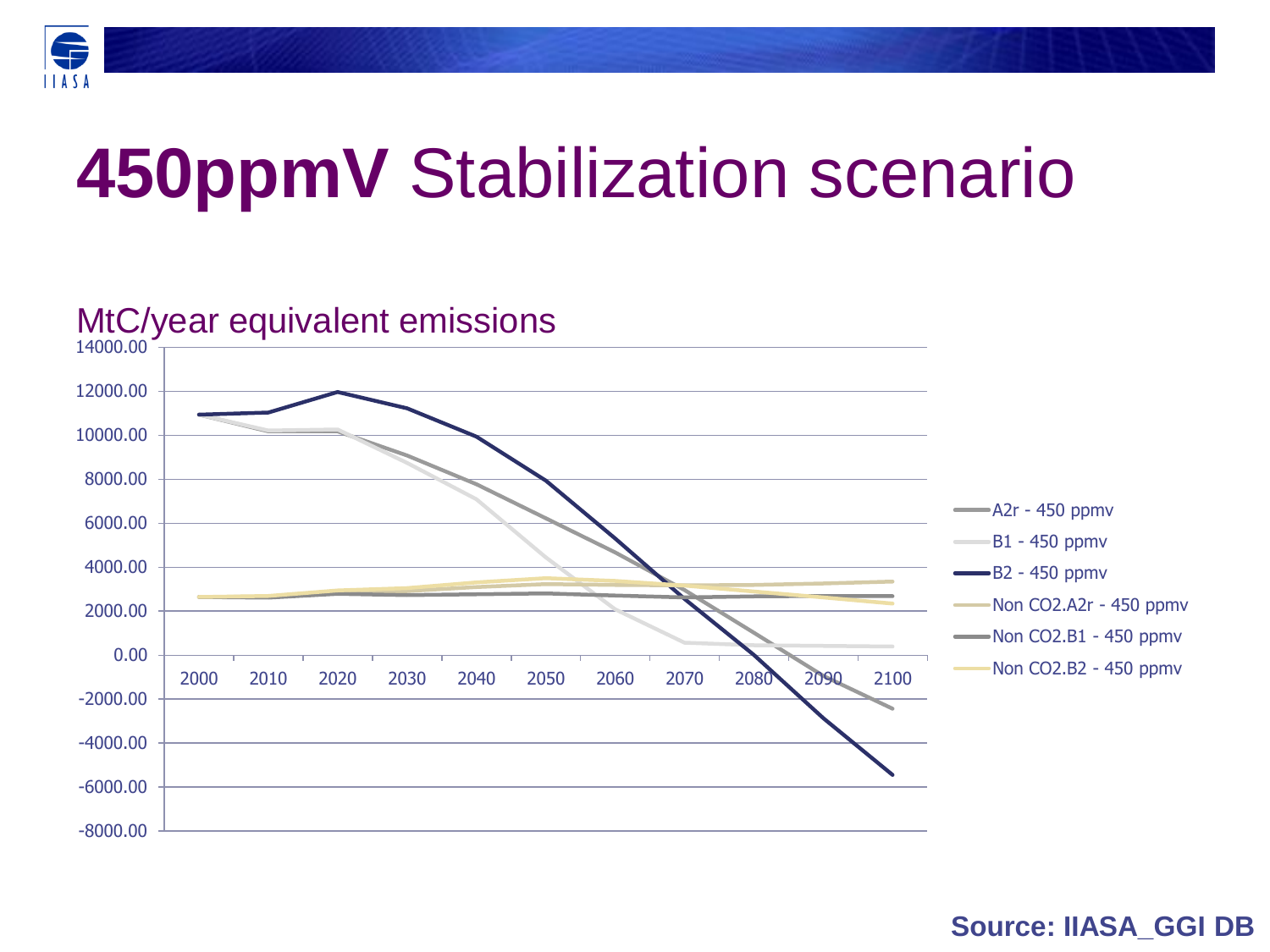# **450ppmV** Stabilization scenario

MtC/year equivalent emissions

Y-axis: 14000.00, 12000.00, 10000.00, 8000.00, 6000.00, 4000.00, 2000.00, 0.00, -2000.00, -4000.00, -6000.00, -8000.00

X-axis: 2000, 2010, 2020, 2030, 2040, 2050, 2060, 2070, 2080, 2090, 2100

Legend:
- A2r - 450 ppmv
- B1 - 450 ppmv
- B2 - 450 ppmv
- Non CO2.A2r - 450 ppmv
- Non CO2.B1 - 450 ppmv
- Non CO2.B2 - 450 ppmv

**Source: IIASA_GGI DB**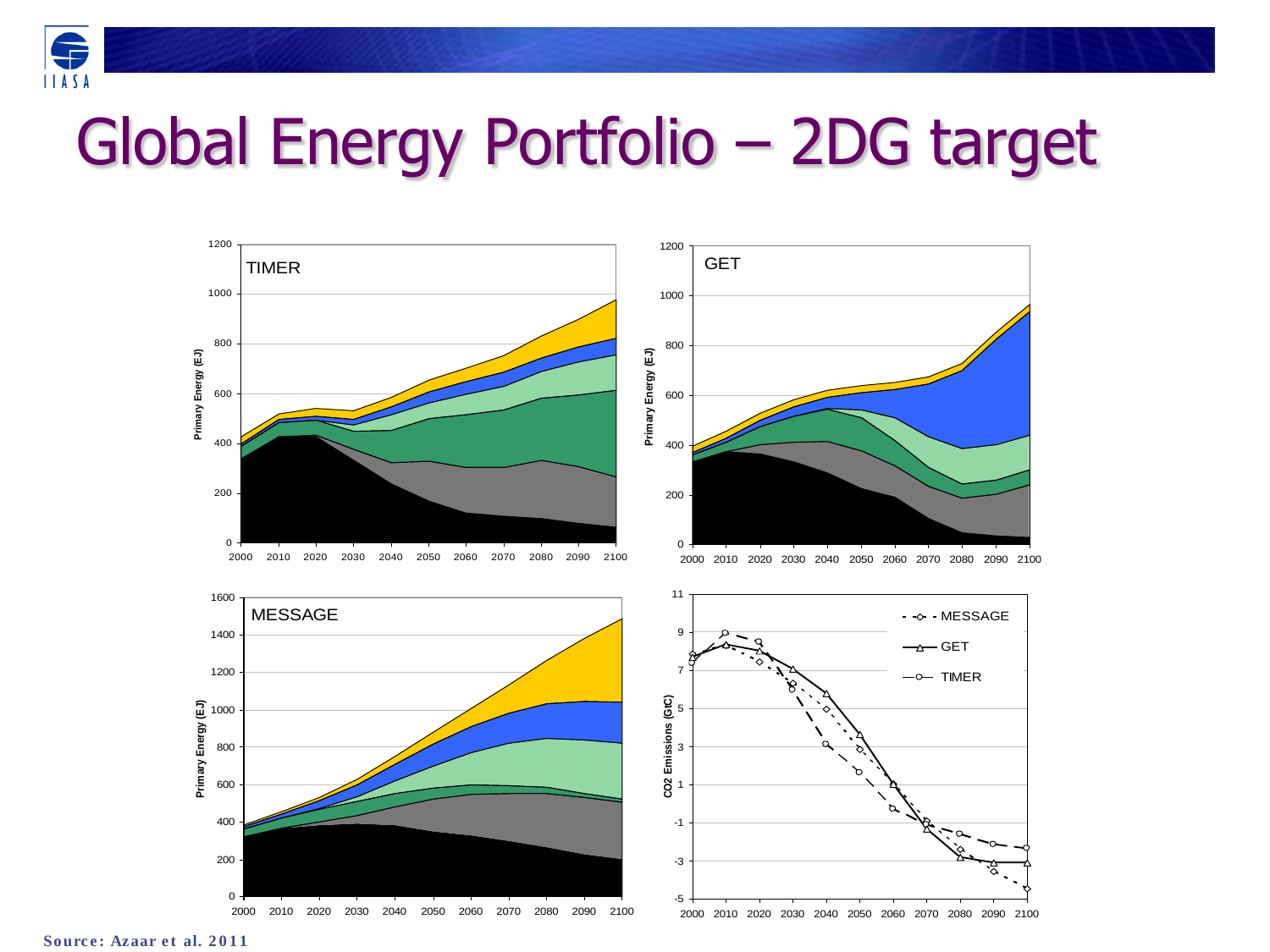# Global Energy Portfolio – 2DG target

Source: Azaar et al. 2011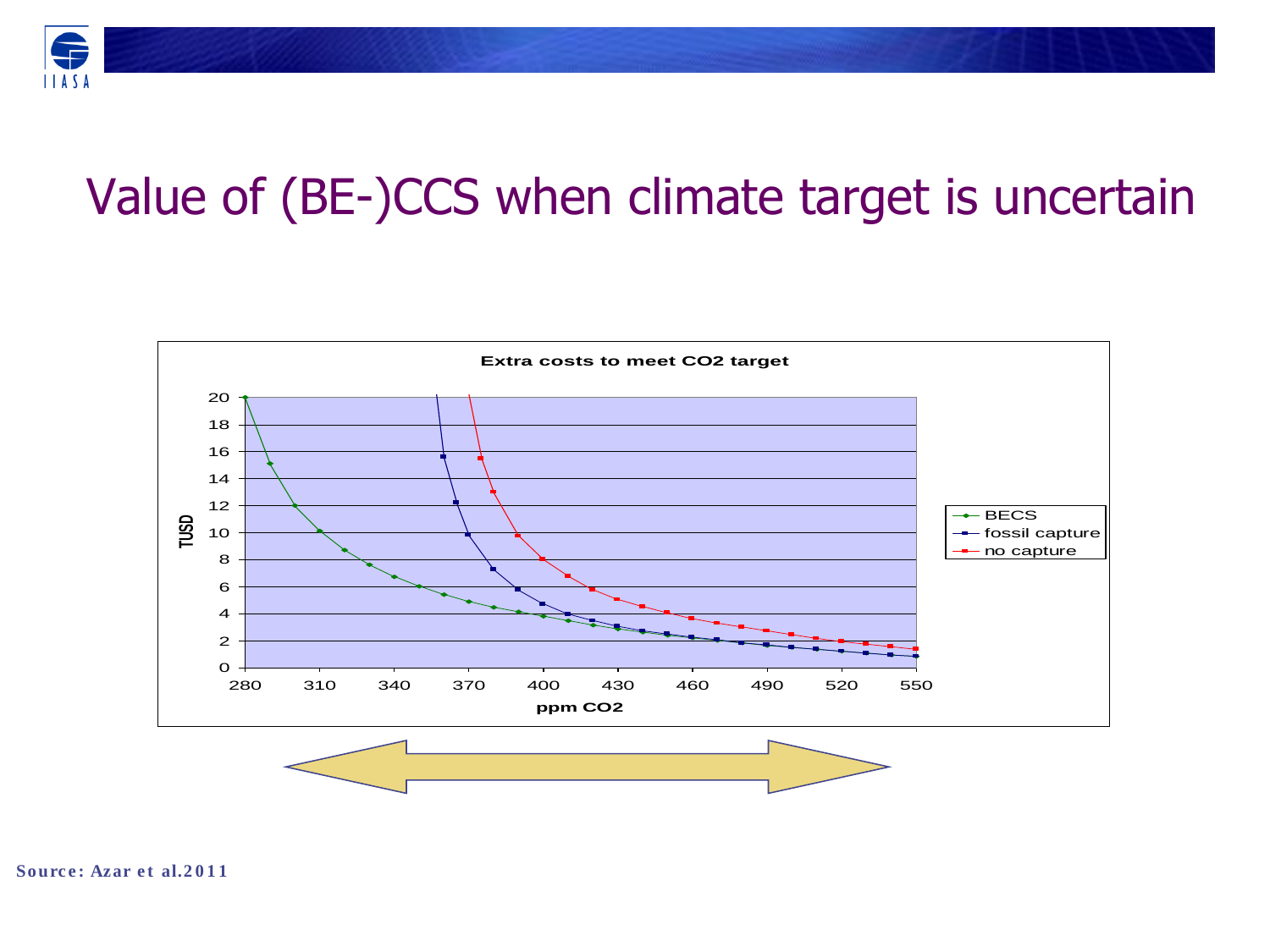# Value of (BE-)CCS when climate target is uncertain

**Extra costs to meet CO2 target**

Y-axis: TUSD (0–20)
X-axis: ppm CO2 (280–550)

Legend:
- BECS
- fossil capture
- no capture

**Source: Azar et al.2011**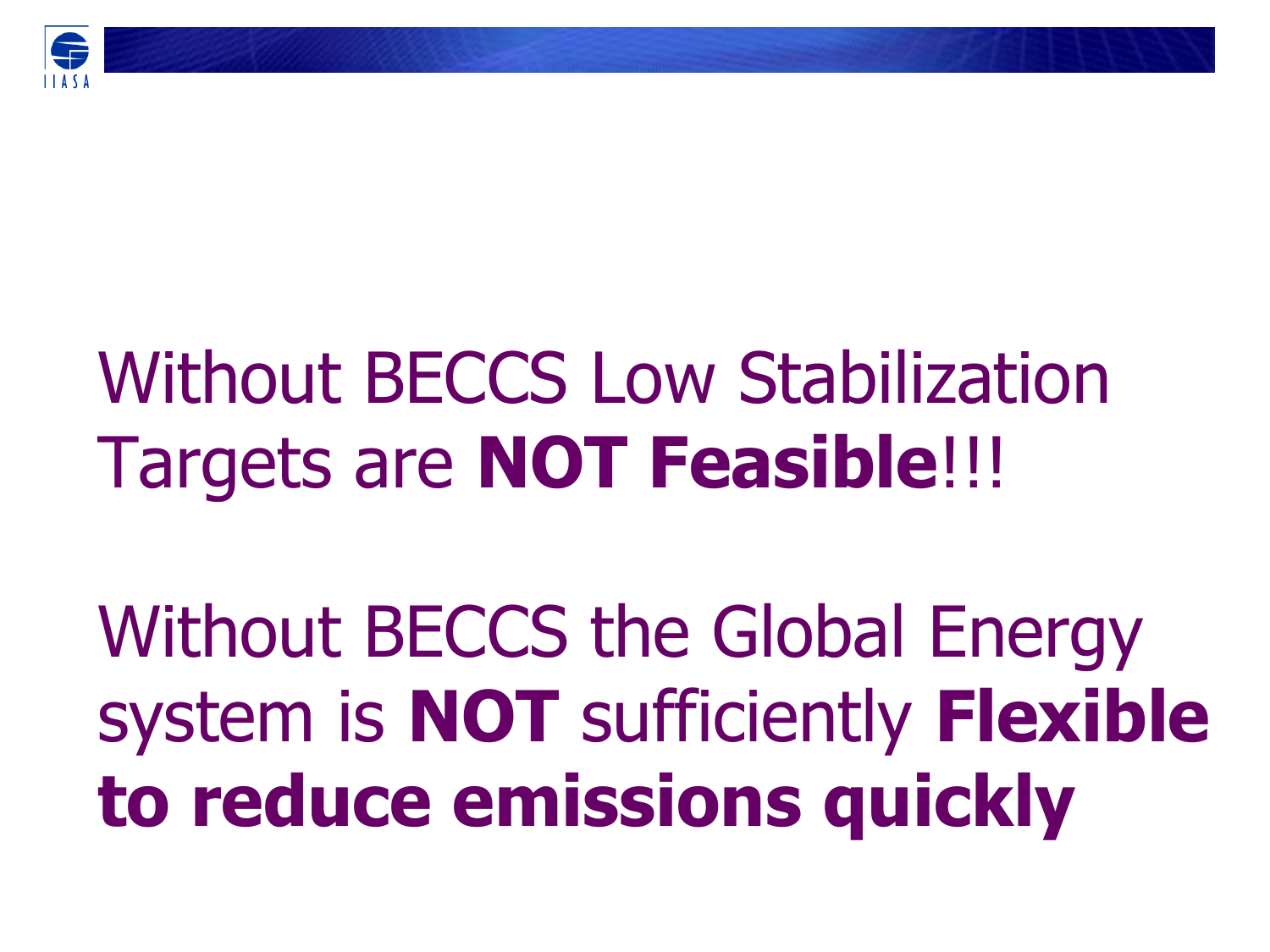Without BECCS Low Stabilization Targets are **NOT Feasible**!!!

Without BECCS the Global Energy system is **NOT** sufficiently **Flexible to reduce emissions quickly**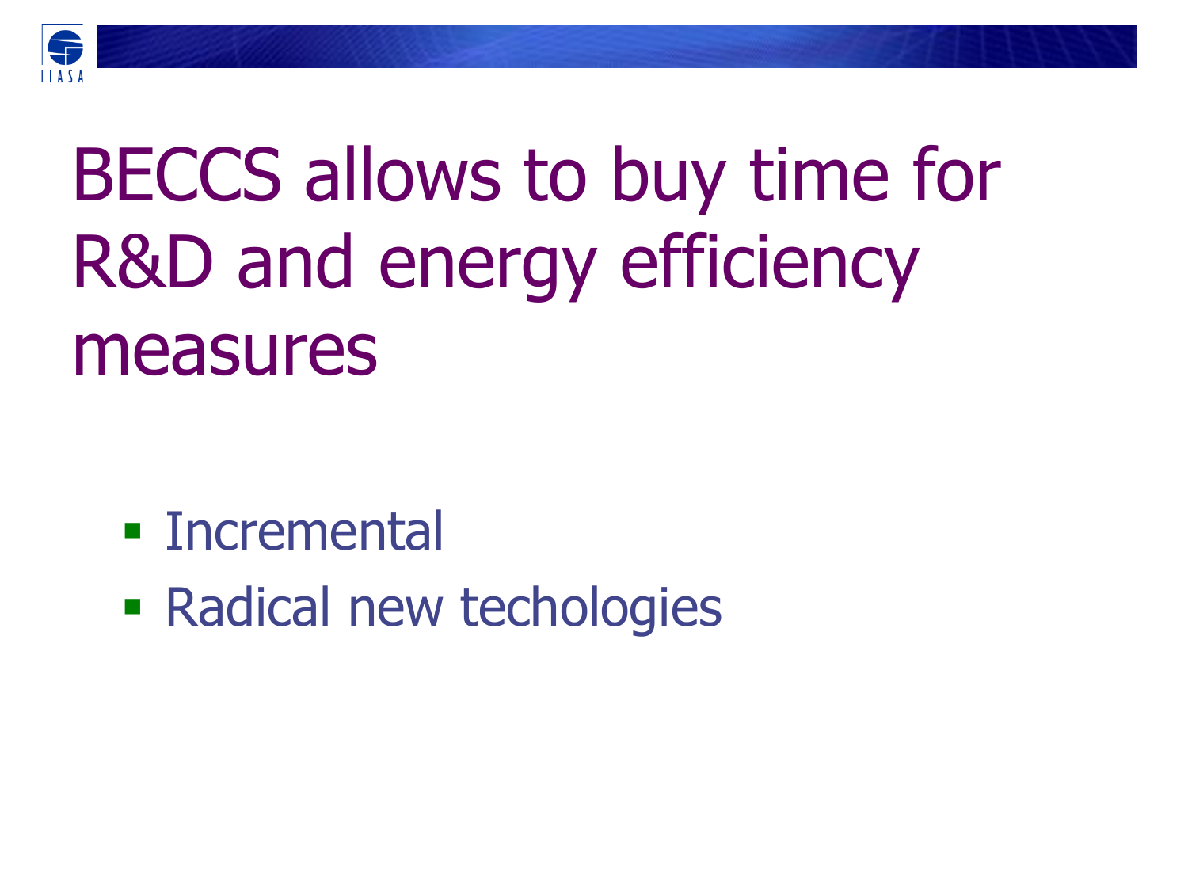# BECCS allows to buy time for R&D and energy efficiency measures

- Incremental
- Radical new techologies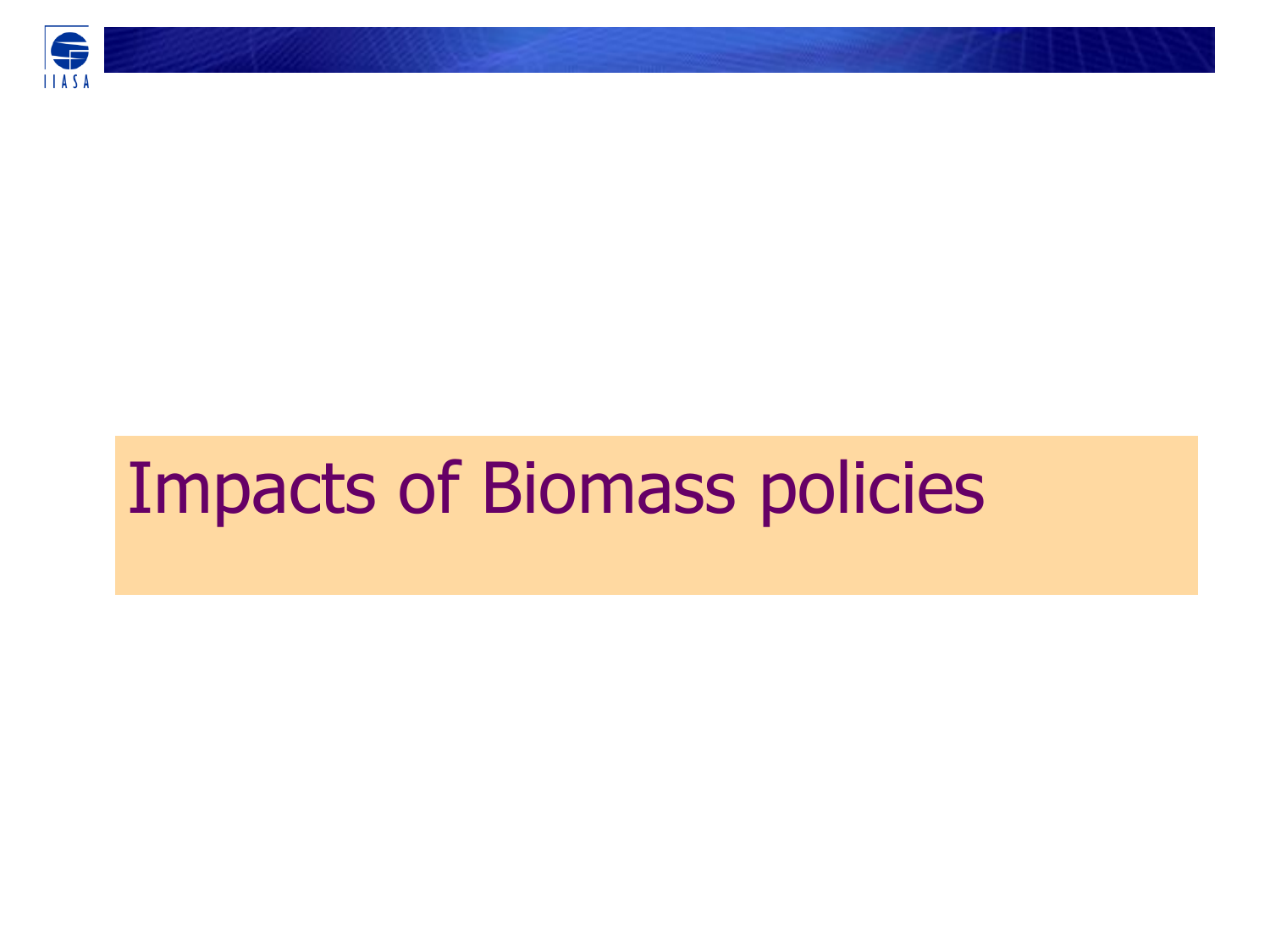# Impacts of Biomass policies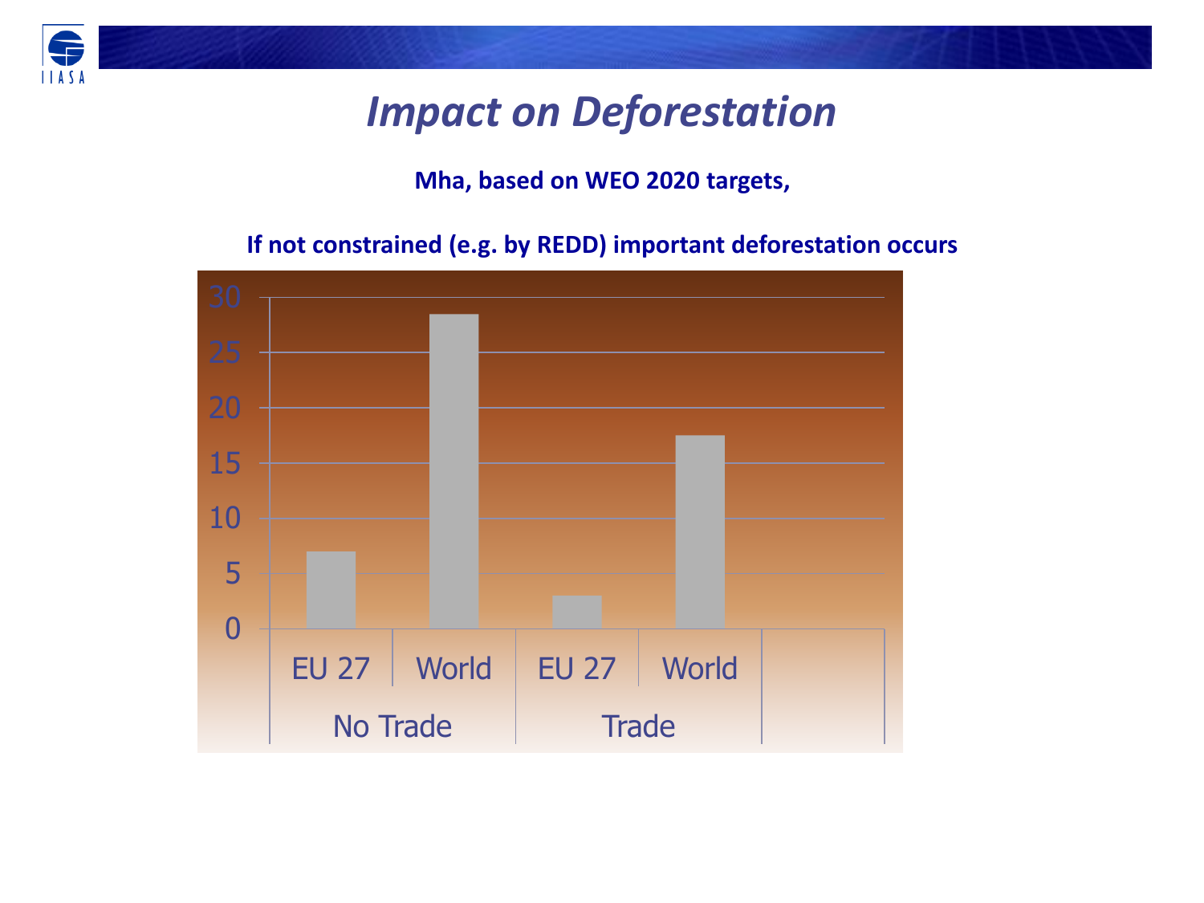# *Impact on Deforestation*

**Mha, based on WEO 2020 targets,**

**If not constrained (e.g. by REDD) important deforestation occurs**

| | | Mha |
|---|---|---|
| No Trade | EU 27 | 7 |
| | World | 28.5 |
| Trade | EU 27 | 3 |
| | World | 17.5 |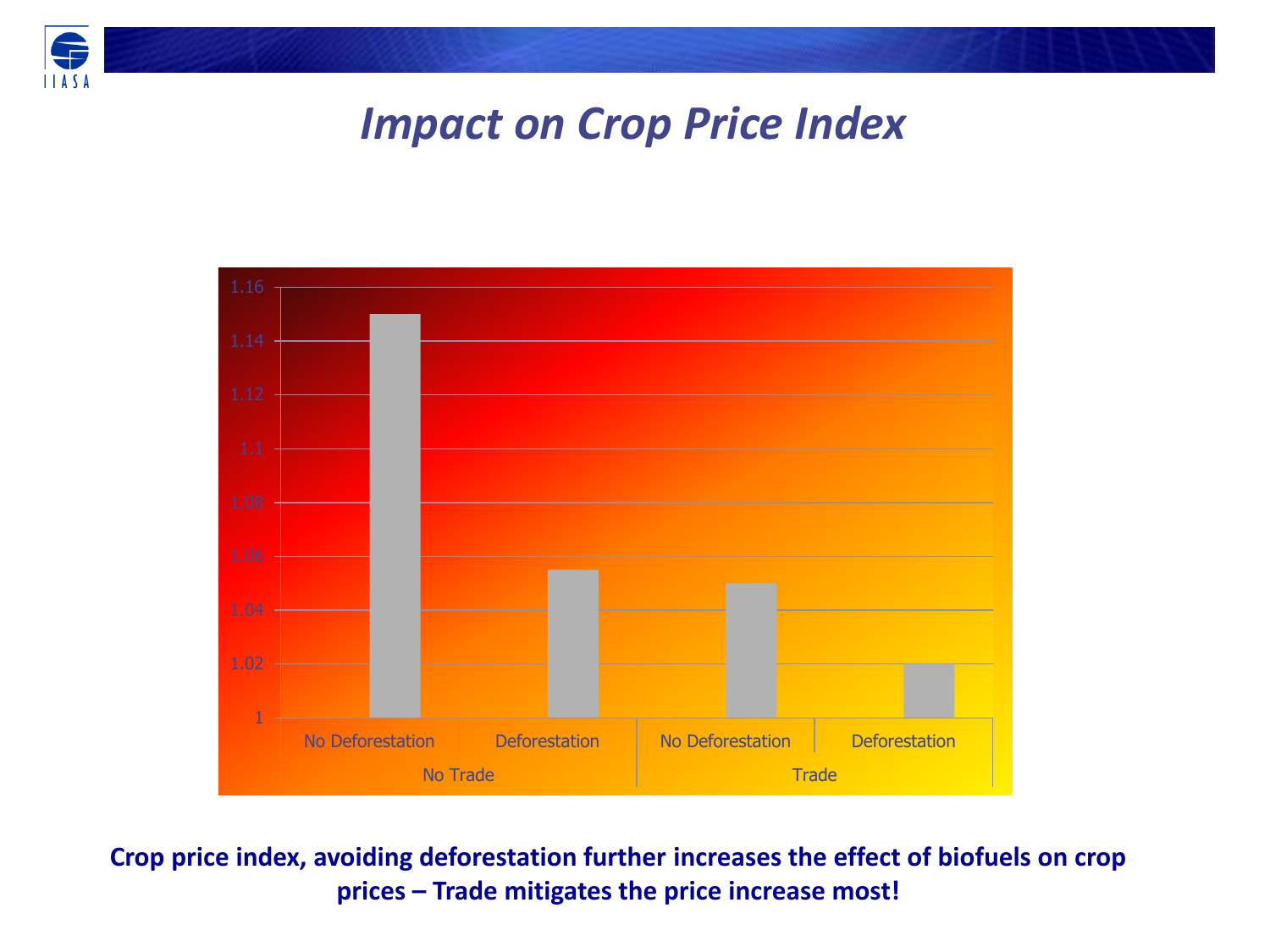# *Impact on Crop Price Index*

| | | Crop Price Index |
|---|---|---|
| No Trade | No Deforestation | 1.15 |
| | Deforestation | 1.055 |
| Trade | No Deforestation | 1.05 |
| | Deforestation | 1.02 |

**Crop price index, avoiding deforestation further increases the effect of biofuels on crop prices – Trade mitigates the price increase most!**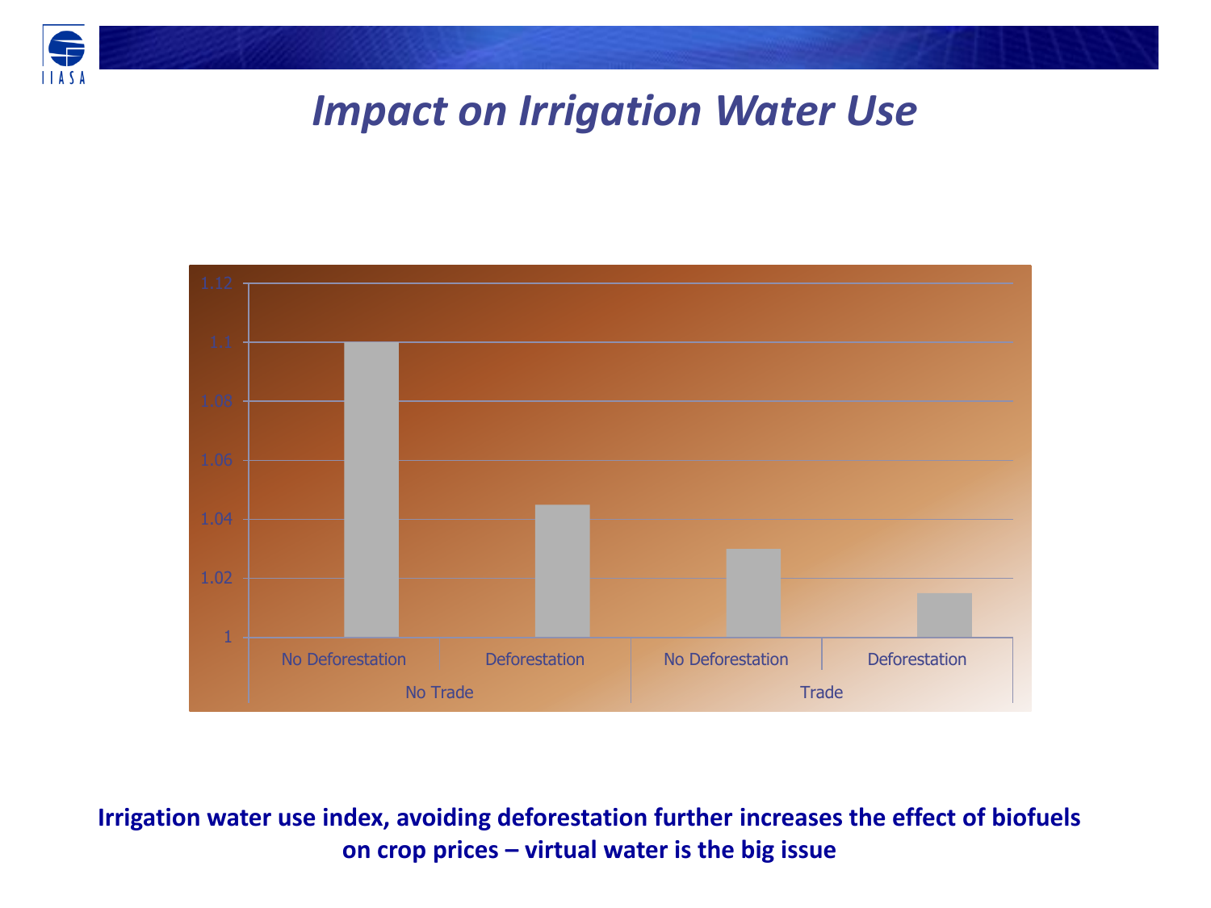# Impact on Irrigation Water Use

| | | Irrigation water use index |
|---|---|---|
| No Trade | No Deforestation | 1.1 |
| | Deforestation | 1.045 |
| Trade | No Deforestation | 1.03 |
| | Deforestation | 1.015 |

**Irrigation water use index, avoiding deforestation further increases the effect of biofuels on crop prices – virtual water is the big issue**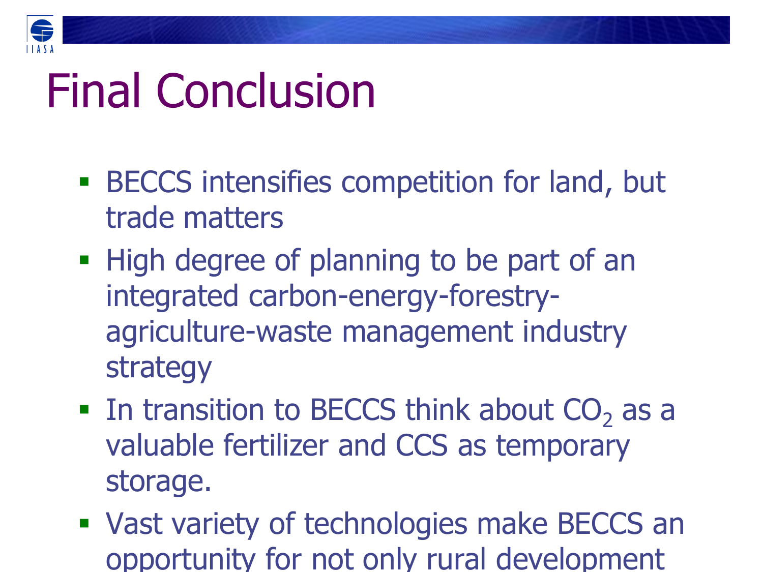# Final Conclusion

- BECCS intensifies competition for land, but trade matters
- High degree of planning to be part of an integrated carbon-energy-forestry-agriculture-waste management industry strategy
- In transition to BECCS think about $CO_2$ as a valuable fertilizer and CCS as temporary storage.
- Vast variety of technologies make BECCS an opportunity for not only rural development